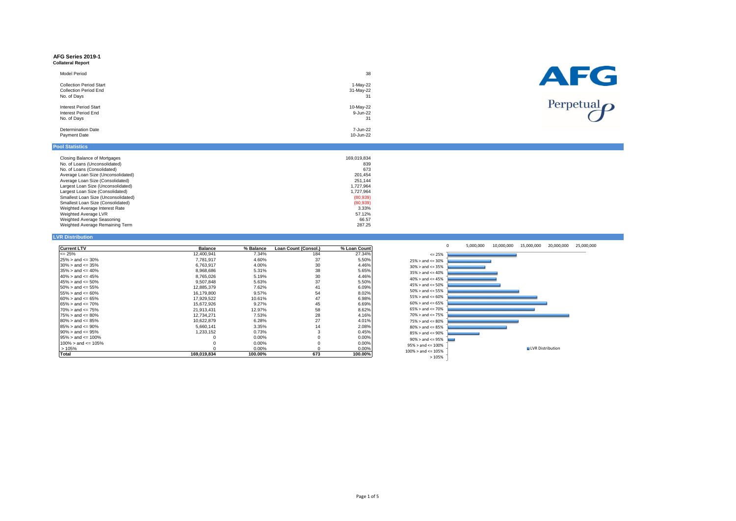# AFG Series 2019-1

**Collateral Report**

| | |
|---|---|
| Model Period | 38 |
| Collection Period Start | 1-May-22 |
| Collection Period End | 31-May-22 |
| No. of Days | 31 |
| Interest Period Start | 10-May-22 |
| Interest Period End | 9-Jun-22 |
| No. of Days | 31 |
| Determination Date | 7-Jun-22 |
| Payment Date | 10-Jun-22 |

AFG

Perpetual

## Pool Statistics

| | |
|---|---|
| Closing Balance of Mortgages | 169,019,834 |
| No. of Loans (Unconsolidated) | 839 |
| No. of Loans (Consolidated) | 673 |
| Average Loan Size (Unconsolidated) | 201,454 |
| Average Loan Size (Consolidated) | 251,144 |
| Largest Loan Size (Unconsolidated) | 1,727,964 |
| Largest Loan Size (Consolidated) | 1,727,964 |
| Smallest Loan Size (Unconsolidated) | (80,939) |
| Smallest Loan Size (Consolidated) | (80,939) |
| Weighted Average Interest Rate | 3.33% |
| Weighted Average LVR | 57.12% |
| Weighted Average Seasoning | 66.57 |
| Weighted Average Remaining Term | 287.25 |

## LVR Distribution

| Current LTV | Balance | % Balance | Loan Count (Consol.) | % Loan Count |
|---|---|---|---|---|
| <= 25% | 12,400,941 | 7.34% | 184 | 27.34% |
| 25% > and <= 30% | 7,781,917 | 4.60% | 37 | 5.50% |
| 30% > and <= 35% | 6,763,917 | 4.00% | 30 | 4.46% |
| 35% > and <= 40% | 8,968,686 | 5.31% | 38 | 5.65% |
| 40% > and <= 45% | 8,765,026 | 5.19% | 30 | 4.46% |
| 45% > and <= 50% | 9,507,848 | 5.63% | 37 | 5.50% |
| 50% > and <= 55% | 12,885,379 | 7.62% | 41 | 6.09% |
| 55% > and <= 60% | 16,179,800 | 9.57% | 54 | 8.02% |
| 60% > and <= 65% | 17,929,522 | 10.61% | 47 | 6.98% |
| 65% > and <= 70% | 15,672,926 | 9.27% | 45 | 6.69% |
| 70% > and <= 75% | 21,913,431 | 12.97% | 58 | 8.62% |
| 75% > and <= 80% | 12,734,271 | 7.53% | 28 | 4.16% |
| 80% > and <= 85% | 10,622,879 | 6.28% | 27 | 4.01% |
| 85% > and <= 90% | 5,660,141 | 3.35% | 14 | 2.08% |
| 90% > and <= 95% | 1,233,152 | 0.73% | 3 | 0.45% |
| 95% > and <= 100% | 0 | 0.00% | 0 | 0.00% |
| 100% > and <= 105% | 0 | 0.00% | 0 | 0.00% |
| > 105% | 0 | 0.00% | 0 | 0.00% |
| **Total** | **169,019,834** | **100.00%** | **673** | **100.00%** |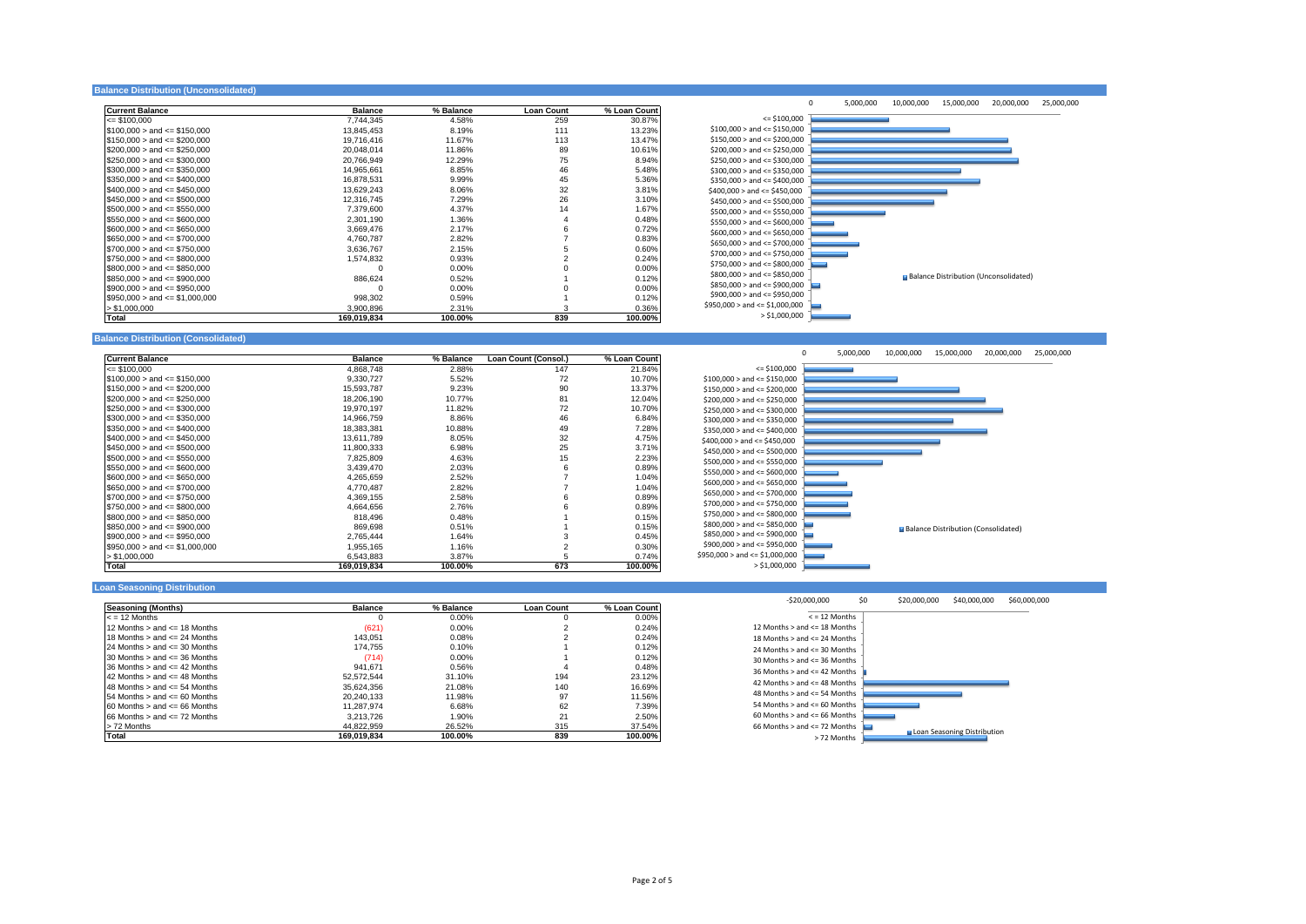## Balance Distribution (Unconsolidated)

| Current Balance | Balance | % Balance | Loan Count | % Loan Count |
|---|---|---|---|---|
| <= $100,000 | 7,744,345 | 4.58% | 259 | 30.87% |
| $100,000 > and <= $150,000 | 13,845,453 | 8.19% | 111 | 13.23% |
| $150,000 > and <= $200,000 | 19,716,416 | 11.67% | 113 | 13.47% |
| $200,000 > and <= $250,000 | 20,048,014 | 11.86% | 89 | 10.61% |
| $250,000 > and <= $300,000 | 20,766,949 | 12.29% | 75 | 8.94% |
| $300,000 > and <= $350,000 | 14,965,661 | 8.85% | 46 | 5.48% |
| $350,000 > and <= $400,000 | 16,878,531 | 9.99% | 45 | 5.36% |
| $400,000 > and <= $450,000 | 13,629,243 | 8.06% | 32 | 3.81% |
| $450,000 > and <= $500,000 | 12,316,745 | 7.29% | 26 | 3.10% |
| $500,000 > and <= $550,000 | 7,379,600 | 4.37% | 14 | 1.67% |
| $550,000 > and <= $600,000 | 2,301,190 | 1.36% | 4 | 0.48% |
| $600,000 > and <= $650,000 | 3,669,476 | 2.17% | 6 | 0.72% |
| $650,000 > and <= $700,000 | 4,760,787 | 2.82% | 7 | 0.83% |
| $700,000 > and <= $750,000 | 3,636,767 | 2.15% | 5 | 0.60% |
| $750,000 > and <= $800,000 | 1,574,832 | 0.93% | 2 | 0.24% |
| $800,000 > and <= $850,000 | 0 | 0.00% | 0 | 0.00% |
| $850,000 > and <= $900,000 | 886,624 | 0.52% | 1 | 0.12% |
| $900,000 > and <= $950,000 | 0 | 0.00% | 0 | 0.00% |
| $950,000 > and <= $1,000,000 | 998,302 | 0.59% | 1 | 0.12% |
| > $1,000,000 | 3,900,896 | 2.31% | 3 | 0.36% |
| **Total** | **169,019,834** | **100.00%** | **839** | **100.00%** |

## Balance Distribution (Consolidated)

| Current Balance | Balance | % Balance | Loan Count (Consol.) | % Loan Count |
|---|---|---|---|---|
| <= $100,000 | 4,868,748 | 2.88% | 147 | 21.84% |
| $100,000 > and <= $150,000 | 9,330,727 | 5.52% | 72 | 10.70% |
| $150,000 > and <= $200,000 | 15,593,787 | 9.23% | 90 | 13.37% |
| $200,000 > and <= $250,000 | 18,206,190 | 10.77% | 81 | 12.04% |
| $250,000 > and <= $300,000 | 19,970,197 | 11.82% | 72 | 10.70% |
| $300,000 > and <= $350,000 | 14,966,759 | 8.86% | 46 | 6.84% |
| $350,000 > and <= $400,000 | 18,383,381 | 10.88% | 49 | 7.28% |
| $400,000 > and <= $450,000 | 13,611,789 | 8.05% | 32 | 4.75% |
| $450,000 > and <= $500,000 | 11,800,333 | 6.98% | 25 | 3.71% |
| $500,000 > and <= $550,000 | 7,825,809 | 4.63% | 15 | 2.23% |
| $550,000 > and <= $600,000 | 3,439,470 | 2.03% | 6 | 0.89% |
| $600,000 > and <= $650,000 | 4,265,659 | 2.52% | 7 | 1.04% |
| $650,000 > and <= $700,000 | 4,770,487 | 2.82% | 7 | 1.04% |
| $700,000 > and <= $750,000 | 4,369,155 | 2.58% | 6 | 0.89% |
| $750,000 > and <= $800,000 | 4,664,656 | 2.76% | 6 | 0.89% |
| $800,000 > and <= $850,000 | 818,496 | 0.48% | 1 | 0.15% |
| $850,000 > and <= $900,000 | 869,698 | 0.51% | 1 | 0.15% |
| $900,000 > and <= $950,000 | 2,765,444 | 1.64% | 3 | 0.45% |
| $950,000 > and <= $1,000,000 | 1,955,165 | 1.16% | 2 | 0.30% |
| > $1,000,000 | 6,543,883 | 3.87% | 5 | 0.74% |
| **Total** | **169,019,834** | **100.00%** | **673** | **100.00%** |

## Loan Seasoning Distribution

| Seasoning (Months) | Balance | % Balance | Loan Count | % Loan Count |
|---|---|---|---|---|
| <= 12 Months | 0 | 0.00% | 0 | 0.00% |
| 12 Months > and <= 18 Months | (621) | 0.00% | 2 | 0.24% |
| 18 Months > and <= 24 Months | 143,051 | 0.08% | 2 | 0.24% |
| 24 Months > and <= 30 Months | 174,755 | 0.10% | 1 | 0.12% |
| 30 Months > and <= 36 Months | (714) | 0.00% | 1 | 0.12% |
| 36 Months > and <= 42 Months | 941,671 | 0.56% | 4 | 0.48% |
| 42 Months > and <= 48 Months | 52,572,544 | 31.10% | 194 | 23.12% |
| 48 Months > and <= 54 Months | 35,624,356 | 21.08% | 140 | 16.69% |
| 54 Months > and <= 60 Months | 20,240,133 | 11.98% | 97 | 11.56% |
| 60 Months > and <= 66 Months | 11,287,974 | 6.68% | 62 | 7.39% |
| 66 Months > and <= 72 Months | 3,213,726 | 1.90% | 21 | 2.50% |
| > 72 Months | 44,822,959 | 26.52% | 315 | 37.54% |
| **Total** | **169,019,834** | **100.00%** | **839** | **100.00%** |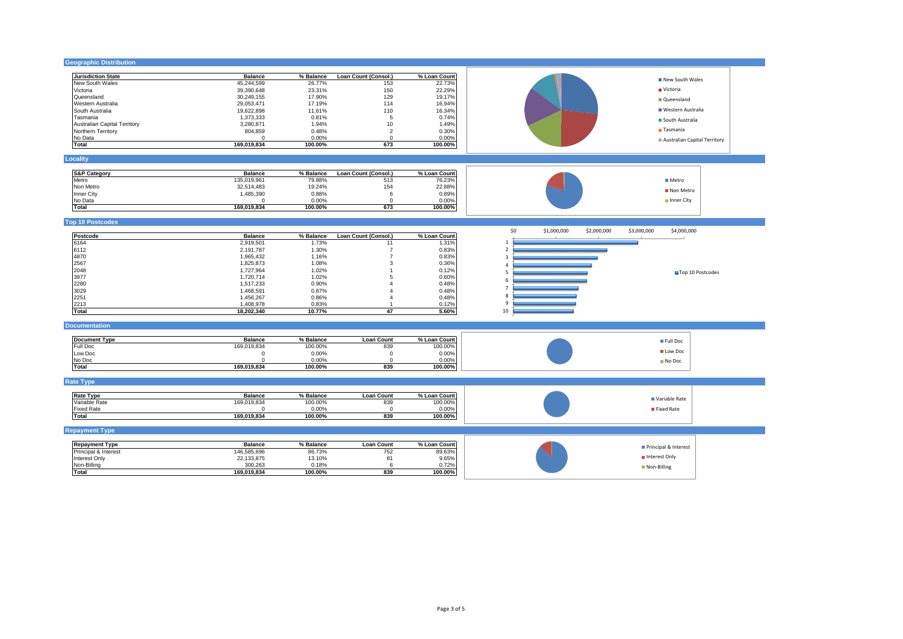## Geographic Distribution

| Jurisdiction State | Balance | % Balance | Loan Count (Consol.) | % Loan Count |
|---|---|---|---|---|
| New South Wales | 45,244,599 | 26.77% | 153 | 22.73% |
| Victoria | 39,390,648 | 23.31% | 150 | 22.29% |
| Queensland | 30,249,155 | 17.90% | 129 | 19.17% |
| Western Australia | 29,053,471 | 17.19% | 114 | 16.94% |
| South Australia | 19,622,898 | 11.61% | 110 | 16.34% |
| Tasmania | 1,373,333 | 0.81% | 5 | 0.74% |
| Australian Capital Territory | 3,280,871 | 1.94% | 10 | 1.49% |
| Northern Territory | 804,859 | 0.48% | 2 | 0.30% |
| No Data | 0 | 0.00% | 0 | 0.00% |
| **Total** | **169,019,834** | **100.00%** | **673** | **100.00%** |

## Locality

| S&P Category | Balance | % Balance | Loan Count (Consol.) | % Loan Count |
|---|---|---|---|---|
| Metro | 135,019,961 | 79.88% | 513 | 76.23% |
| Non Metro | 32,514,483 | 19.24% | 154 | 22.88% |
| Inner City | 1,485,390 | 0.88% | 6 | 0.89% |
| No Data | 0 | 0.00% | 0 | 0.00% |
| **Total** | **169,019,834** | **100.00%** | **673** | **100.00%** |

## Top 10 Postcodes

| Postcode | Balance | % Balance | Loan Count (Consol.) | % Loan Count |
|---|---|---|---|---|
| 6164 | 2,919,501 | 1.73% | 11 | 1.31% |
| 6112 | 2,191,787 | 1.30% | 7 | 0.83% |
| 4870 | 1,965,432 | 1.16% | 7 | 0.83% |
| 2567 | 1,825,873 | 1.08% | 3 | 0.36% |
| 2048 | 1,727,964 | 1.02% | 1 | 0.12% |
| 3977 | 1,720,714 | 1.02% | 5 | 0.60% |
| 2280 | 1,517,233 | 0.90% | 4 | 0.48% |
| 3029 | 1,468,591 | 0.87% | 4 | 0.48% |
| 2251 | 1,456,267 | 0.86% | 4 | 0.48% |
| 2213 | 1,408,978 | 0.83% | 1 | 0.12% |
| **Total** | **18,202,340** | **10.77%** | **47** | **5.60%** |

## Documentation

| Document Type | Balance | % Balance | Loan Count | % Loan Count |
|---|---|---|---|---|
| Full Doc | 169,019,834 | 100.00% | 839 | 100.00% |
| Low Doc | 0 | 0.00% | 0 | 0.00% |
| No Doc | 0 | 0.00% | 0 | 0.00% |
| **Total** | **169,019,834** | **100.00%** | **839** | **100.00%** |

## Rate Type

| Rate Type | Balance | % Balance | Loan Count | % Loan Count |
|---|---|---|---|---|
| Variable Rate | 169,019,834 | 100.00% | 839 | 100.00% |
| Fixed Rate | 0 | 0.00% | 0 | 0.00% |
| **Total** | **169,019,834** | **100.00%** | **839** | **100.00%** |

## Repayment Type

| Repayment Type | Balance | % Balance | Loan Count | % Loan Count |
|---|---|---|---|---|
| Principal & Interest | 146,585,696 | 86.73% | 752 | 89.63% |
| Interest Only | 22,133,875 | 13.10% | 81 | 9.65% |
| Non-Billing | 300,263 | 0.18% | 6 | 0.72% |
| **Total** | **169,019,834** | **100.00%** | **839** | **100.00%** |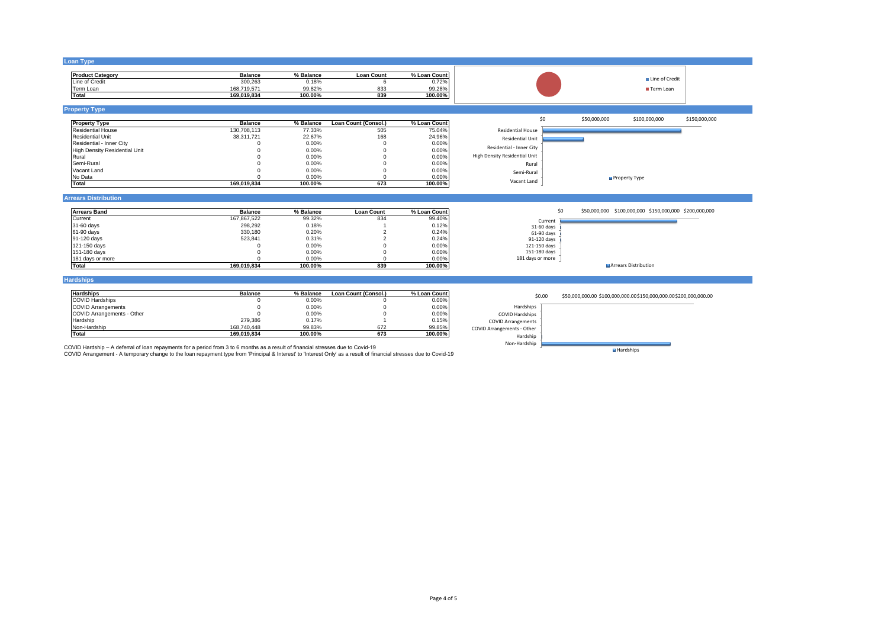## Loan Type

| Product Category | Balance | % Balance | Loan Count | % Loan Count |
|---|---|---|---|---|
| Line of Credit | 300,263 | 0.18% | 6 | 0.72% |
| Term Loan | 168,719,571 | 99.82% | 833 | 99.28% |
| **Total** | **169,019,834** | **100.00%** | **839** | **100.00%** |

## Property Type

| Property Type | Balance | % Balance | Loan Count (Consol.) | % Loan Count |
|---|---|---|---|---|
| Residential House | 130,708,113 | 77.33% | 505 | 75.04% |
| Residential Unit | 38,311,721 | 22.67% | 168 | 24.96% |
| Residential - Inner City | 0 | 0.00% | 0 | 0.00% |
| High Density Residential Unit | 0 | 0.00% | 0 | 0.00% |
| Rural | 0 | 0.00% | 0 | 0.00% |
| Semi-Rural | 0 | 0.00% | 0 | 0.00% |
| Vacant Land | 0 | 0.00% | 0 | 0.00% |
| No Data | 0 | 0.00% | 0 | 0.00% |
| **Total** | **169,019,834** | **100.00%** | **673** | **100.00%** |

## Arrears Distribution

| Arrears Band | Balance | % Balance | Loan Count | % Loan Count |
|---|---|---|---|---|
| Current | 167,867,522 | 99.32% | 834 | 99.40% |
| 31-60 days | 298,292 | 0.18% | 1 | 0.12% |
| 61-90 days | 330,180 | 0.20% | 2 | 0.24% |
| 91-120 days | 523,841 | 0.31% | 2 | 0.24% |
| 121-150 days | 0 | 0.00% | 0 | 0.00% |
| 151-180 days | 0 | 0.00% | 0 | 0.00% |
| 181 days or more | 0 | 0.00% | 0 | 0.00% |
| **Total** | **169,019,834** | **100.00%** | **839** | **100.00%** |

## Hardships

| Hardships | Balance | % Balance | Loan Count (Consol.) | % Loan Count |
|---|---|---|---|---|
| COVID Hardships | 0 | 0.00% | 0 | 0.00% |
| COVID Arrangements | 0 | 0.00% | 0 | 0.00% |
| COVID Arrangements - Other | 0 | 0.00% | 0 | 0.00% |
| Hardship | 279,386 | 0.17% | 1 | 0.15% |
| Non-Hardship | 168,740,448 | 99.83% | 672 | 99.85% |
| **Total** | **169,019,834** | **100.00%** | **673** | **100.00%** |

COVID Hardship – A deferral of loan repayments for a period from 3 to 6 months as a result of financial stresses due to Covid-19

COVID Arrangement - A temporary change to the loan repayment type from 'Principal & Interest' to 'Interest Only' as a result of financial stresses due to Covid-19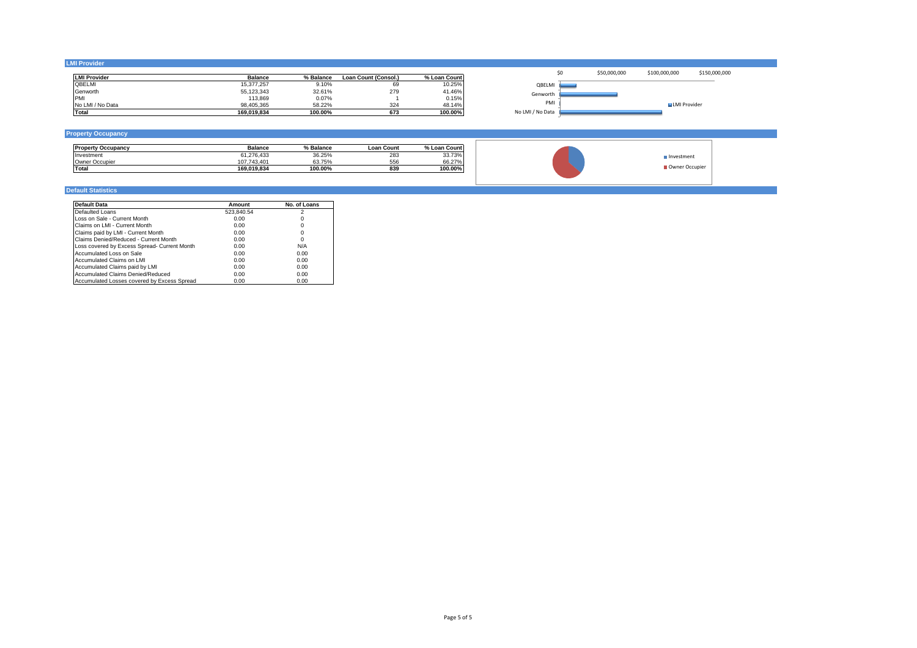## LMI Provider

| LMI Provider | Balance | % Balance | Loan Count (Consol.) | % Loan Count |
|---|---|---|---|---|
| QBELMI | 15,377,257 | 9.10% | 69 | 10.25% |
| Genworth | 55,123,343 | 32.61% | 279 | 41.46% |
| PMI | 113,869 | 0.07% | 1 | 0.15% |
| No LMI / No Data | 98,405,365 | 58.22% | 324 | 48.14% |
| **Total** | **169,019,834** | **100.00%** | **673** | **100.00%** |

$0
$50,000,000
$100,000,000
$150,000,000
QBELMI
Genworth
PMI
No LMI / No Data
LMI Provider

## Property Occupancy

| Property Occupancy | Balance | % Balance | Loan Count | % Loan Count |
|---|---|---|---|---|
| Investment | 61,276,433 | 36.25% | 283 | 33.73% |
| Owner Occupier | 107,743,401 | 63.75% | 556 | 66.27% |
| **Total** | **169,019,834** | **100.00%** | **839** | **100.00%** |

Investment
Owner Occupier

## Default Statistics

| Default Data | Amount | No. of Loans |
|---|---|---|
| Defaulted Loans | 523,840.54 | 2 |
| Loss on Sale - Current Month | 0.00 | 0 |
| Claims on LMI - Current Month | 0.00 | 0 |
| Claims paid by LMI - Current Month | 0.00 | 0 |
| Claims Denied/Reduced - Current Month | 0.00 | 0 |
| Loss covered by Excess Spread- Current Month | 0.00 | N/A |
| Accumulated Loss on Sale | 0.00 | 0.00 |
| Accumulated Claims on LMI | 0.00 | 0.00 |
| Accumulated Claims paid by LMI | 0.00 | 0.00 |
| Accumulated Claims Denied/Reduced | 0.00 | 0.00 |
| Accumulated Losses covered by Excess Spread | 0.00 | 0.00 |